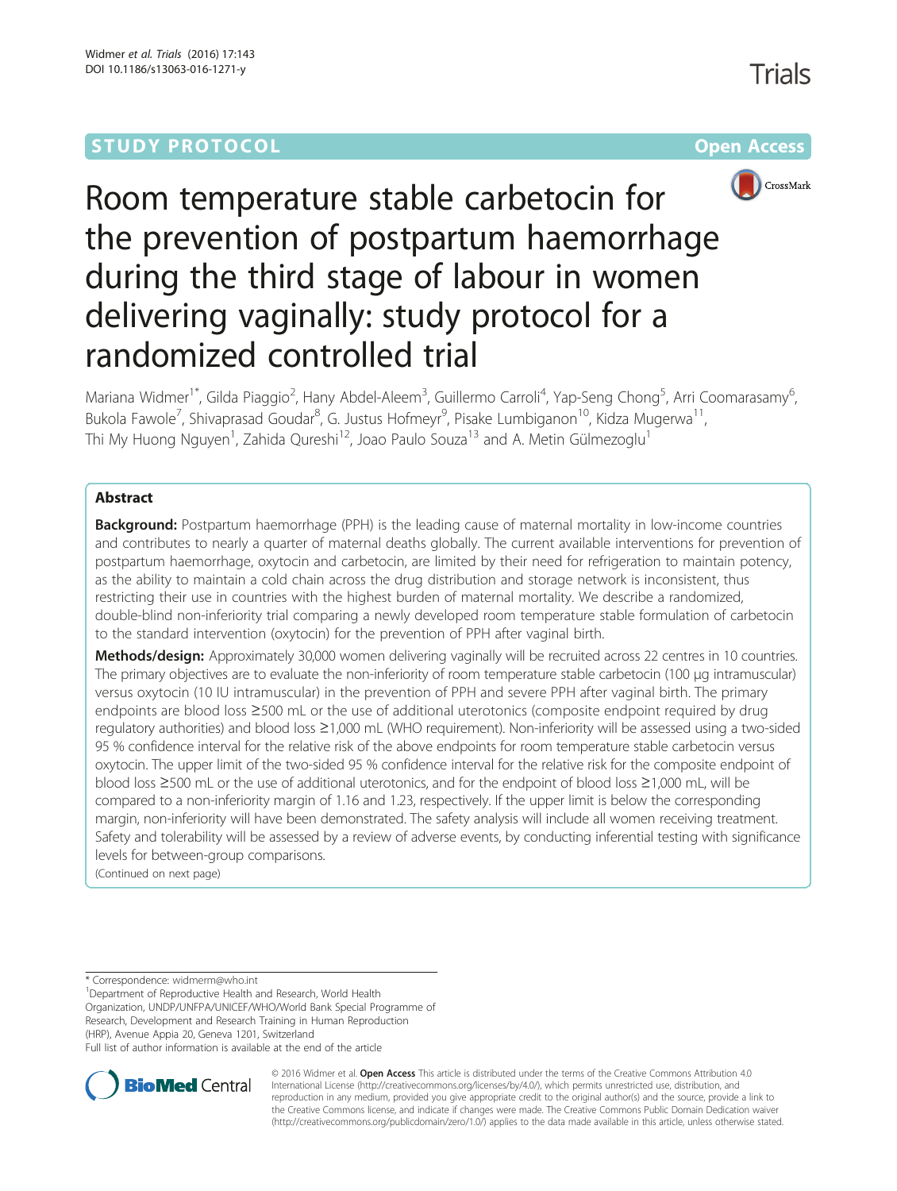STUDY PROTOCOL Open Access

# Room temperature stable carbetocin for the prevention of postpartum haemorrhage during the third stage of labour in women delivering vaginally: study protocol for a randomized controlled trial

Mariana Widmer[1*], Gilda Piaggio[2], Hany Abdel-Aleem[3], Guillermo Carroli[4], Yap-Seng Chong[5], Arri Coomarasamy[6], Bukola Fawole[7], Shivaprasad Goudar[8], G. Justus Hofmeyr[9], Pisake Lumbiganon[10], Kidza Mugerwa[11], Thi My Huong Nguyen[1], Zahida Qureshi[12], Joao Paulo Souza[13] and A. Metin Gülmezoglu[1]

## Abstract

**Background:** Postpartum haemorrhage (PPH) is the leading cause of maternal mortality in low-income countries and contributes to nearly a quarter of maternal deaths globally. The current available interventions for prevention of postpartum haemorrhage, oxytocin and carbetocin, are limited by their need for refrigeration to maintain potency, as the ability to maintain a cold chain across the drug distribution and storage network is inconsistent, thus restricting their use in countries with the highest burden of maternal mortality. We describe a randomized, double-blind non-inferiority trial comparing a newly developed room temperature stable formulation of carbetocin to the standard intervention (oxytocin) for the prevention of PPH after vaginal birth.

**Methods/design:** Approximately 30,000 women delivering vaginally will be recruited across 22 centres in 10 countries. The primary objectives are to evaluate the non-inferiority of room temperature stable carbetocin (100 μg intramuscular) versus oxytocin (10 IU intramuscular) in the prevention of PPH and severe PPH after vaginal birth. The primary endpoints are blood loss ≥500 mL or the use of additional uterotonics (composite endpoint required by drug regulatory authorities) and blood loss ≥1,000 mL (WHO requirement). Non-inferiority will be assessed using a two-sided 95 % confidence interval for the relative risk of the above endpoints for room temperature stable carbetocin versus oxytocin. The upper limit of the two-sided 95 % confidence interval for the relative risk for the composite endpoint of blood loss ≥500 mL or the use of additional uterotonics, and for the endpoint of blood loss ≥1,000 mL, will be compared to a non-inferiority margin of 1.16 and 1.23, respectively. If the upper limit is below the corresponding margin, non-inferiority will have been demonstrated. The safety analysis will include all women receiving treatment. Safety and tolerability will be assessed by a review of adverse events, by conducting inferential testing with significance levels for between-group comparisons.

(Continued on next page)

\* Correspondence: widmerm@who.int

[1]Department of Reproductive Health and Research, World Health Organization, UNDP/UNFPA/UNICEF/WHO/World Bank Special Programme of Research, Development and Research Training in Human Reproduction (HRP), Avenue Appia 20, Geneva 1201, Switzerland

Full list of author information is available at the end of the article

© 2016 Widmer et al. **Open Access** This article is distributed under the terms of the Creative Commons Attribution 4.0 International License (http://creativecommons.org/licenses/by/4.0/), which permits unrestricted use, distribution, and reproduction in any medium, provided you give appropriate credit to the original author(s) and the source, provide a link to the Creative Commons license, and indicate if changes were made. The Creative Commons Public Domain Dedication waiver (http://creativecommons.org/publicdomain/zero/1.0/) applies to the data made available in this article, unless otherwise stated.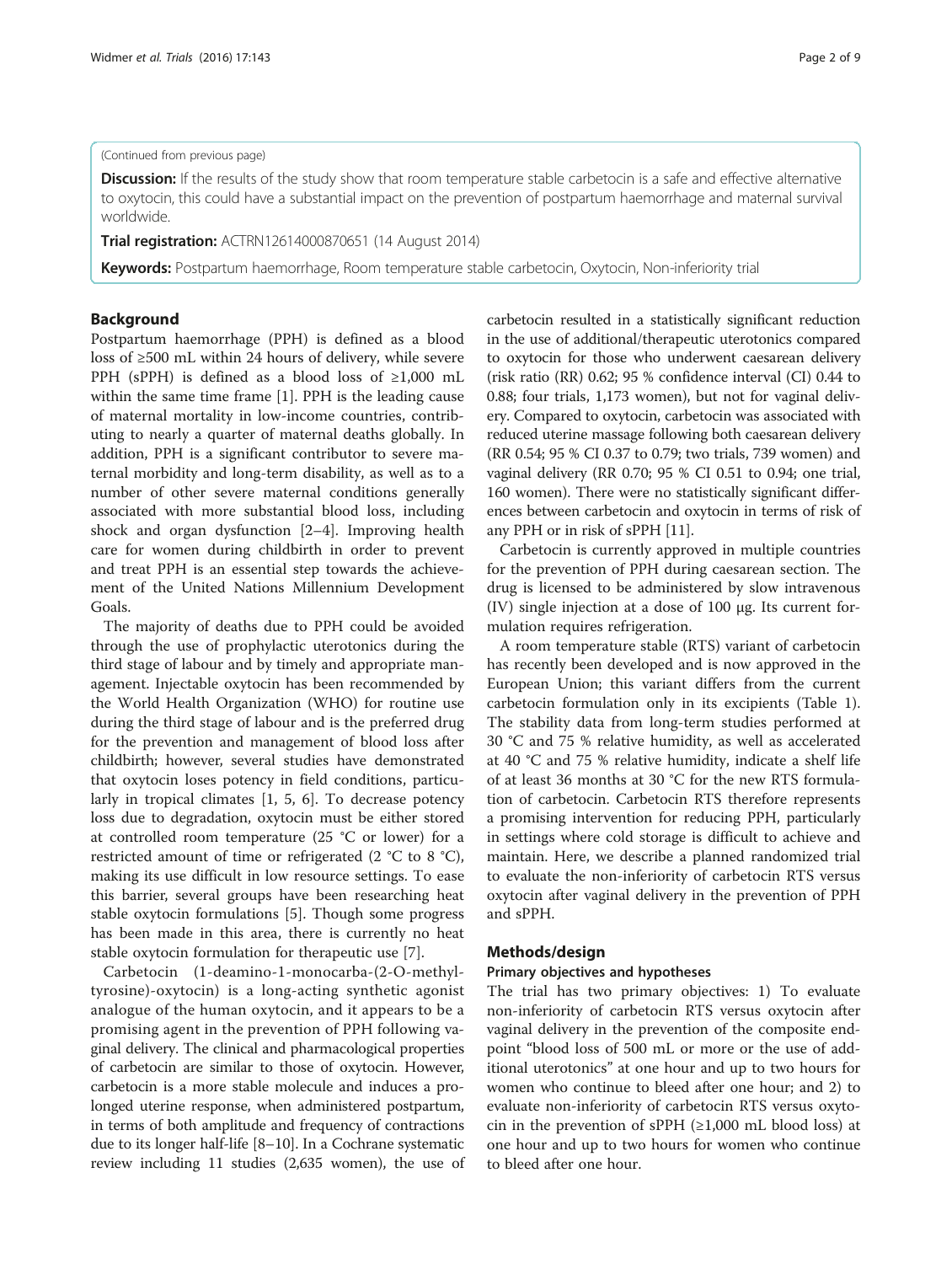(Continued from previous page)

**Discussion:** If the results of the study show that room temperature stable carbetocin is a safe and effective alternative to oxytocin, this could have a substantial impact on the prevention of postpartum haemorrhage and maternal survival worldwide.

**Trial registration:** ACTRN12614000870651 (14 August 2014)

**Keywords:** Postpartum haemorrhage, Room temperature stable carbetocin, Oxytocin, Non-inferiority trial

## Background

Postpartum haemorrhage (PPH) is defined as a blood loss of ≥500 mL within 24 hours of delivery, while severe PPH (sPPH) is defined as a blood loss of ≥1,000 mL within the same time frame [1]. PPH is the leading cause of maternal mortality in low-income countries, contributing to nearly a quarter of maternal deaths globally. In addition, PPH is a significant contributor to severe maternal morbidity and long-term disability, as well as to a number of other severe maternal conditions generally associated with more substantial blood loss, including shock and organ dysfunction [2–4]. Improving health care for women during childbirth in order to prevent and treat PPH is an essential step towards the achievement of the United Nations Millennium Development Goals.

The majority of deaths due to PPH could be avoided through the use of prophylactic uterotonics during the third stage of labour and by timely and appropriate management. Injectable oxytocin has been recommended by the World Health Organization (WHO) for routine use during the third stage of labour and is the preferred drug for the prevention and management of blood loss after childbirth; however, several studies have demonstrated that oxytocin loses potency in field conditions, particularly in tropical climates [1, 5, 6]. To decrease potency loss due to degradation, oxytocin must be either stored at controlled room temperature (25 °C or lower) for a restricted amount of time or refrigerated (2 °C to 8 °C), making its use difficult in low resource settings. To ease this barrier, several groups have been researching heat stable oxytocin formulations [5]. Though some progress has been made in this area, there is currently no heat stable oxytocin formulation for therapeutic use [7].

Carbetocin (1-deamino-1-monocarba-(2-O-methyltyrosine)-oxytocin) is a long-acting synthetic agonist analogue of the human oxytocin, and it appears to be a promising agent in the prevention of PPH following vaginal delivery. The clinical and pharmacological properties of carbetocin are similar to those of oxytocin. However, carbetocin is a more stable molecule and induces a prolonged uterine response, when administered postpartum, in terms of both amplitude and frequency of contractions due to its longer half-life [8–10]. In a Cochrane systematic review including 11 studies (2,635 women), the use of carbetocin resulted in a statistically significant reduction in the use of additional/therapeutic uterotonics compared to oxytocin for those who underwent caesarean delivery (risk ratio (RR) 0.62; 95 % confidence interval (CI) 0.44 to 0.88; four trials, 1,173 women), but not for vaginal delivery. Compared to oxytocin, carbetocin was associated with reduced uterine massage following both caesarean delivery (RR 0.54; 95 % CI 0.37 to 0.79; two trials, 739 women) and vaginal delivery (RR 0.70; 95 % CI 0.51 to 0.94; one trial, 160 women). There were no statistically significant differences between carbetocin and oxytocin in terms of risk of any PPH or in risk of sPPH [11].

Carbetocin is currently approved in multiple countries for the prevention of PPH during caesarean section. The drug is licensed to be administered by slow intravenous (IV) single injection at a dose of 100 μg. Its current formulation requires refrigeration.

A room temperature stable (RTS) variant of carbetocin has recently been developed and is now approved in the European Union; this variant differs from the current carbetocin formulation only in its excipients (Table 1). The stability data from long-term studies performed at 30 °C and 75 % relative humidity, as well as accelerated at 40 °C and 75 % relative humidity, indicate a shelf life of at least 36 months at 30 °C for the new RTS formulation of carbetocin. Carbetocin RTS therefore represents a promising intervention for reducing PPH, particularly in settings where cold storage is difficult to achieve and maintain. Here, we describe a planned randomized trial to evaluate the non-inferiority of carbetocin RTS versus oxytocin after vaginal delivery in the prevention of PPH and sPPH.

## Methods/design

### Primary objectives and hypotheses

The trial has two primary objectives: 1) To evaluate non-inferiority of carbetocin RTS versus oxytocin after vaginal delivery in the prevention of the composite endpoint "blood loss of 500 mL or more or the use of additional uterotonics" at one hour and up to two hours for women who continue to bleed after one hour; and 2) to evaluate non-inferiority of carbetocin RTS versus oxytocin in the prevention of sPPH (≥1,000 mL blood loss) at one hour and up to two hours for women who continue to bleed after one hour.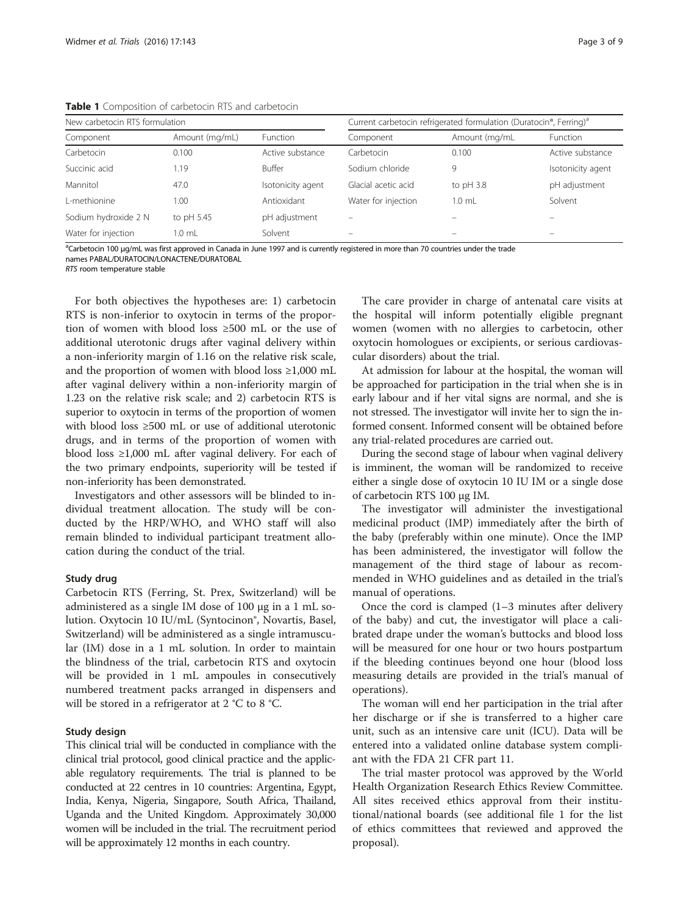**Table 1** Composition of carbetocin RTS and carbetocin

| New carbetocin RTS formulation | | | Current carbetocin refrigerated formulation (Duratocin®, Ferring)[a] | | |
|---|---|---|---|---|---|
| Component | Amount (mg/mL) | Function | Component | Amount (mg/mL | Function |
| Carbetocin | 0.100 | Active substance | Carbetocin | 0.100 | Active substance |
| Succinic acid | 1.19 | Buffer | Sodium chloride | 9 | Isotonicity agent |
| Mannitol | 47.0 | Isotonicity agent | Glacial acetic acid | to pH 3.8 | pH adjustment |
| L-methionine | 1.00 | Antioxidant | Water for injection | 1.0 mL | Solvent |
| Sodium hydroxide 2 N | to pH 5.45 | pH adjustment | – | – | – |
| Water for injection | 1.0 mL | Solvent | – | – | – |

[a]Carbetocin 100 μg/mL was first approved in Canada in June 1997 and is currently registered in more than 70 countries under the trade names PABAL/DURATOCIN/LONACTENE/DURATOBAL

*RTS* room temperature stable

For both objectives the hypotheses are: 1) carbetocin RTS is non-inferior to oxytocin in terms of the proportion of women with blood loss ≥500 mL or the use of additional uterotonic drugs after vaginal delivery within a non-inferiority margin of 1.16 on the relative risk scale, and the proportion of women with blood loss ≥1,000 mL after vaginal delivery within a non-inferiority margin of 1.23 on the relative risk scale; and 2) carbetocin RTS is superior to oxytocin in terms of the proportion of women with blood loss ≥500 mL or use of additional uterotonic drugs, and in terms of the proportion of women with blood loss ≥1,000 mL after vaginal delivery. For each of the two primary endpoints, superiority will be tested if non-inferiority has been demonstrated.

Investigators and other assessors will be blinded to individual treatment allocation. The study will be conducted by the HRP/WHO, and WHO staff will also remain blinded to individual participant treatment allocation during the conduct of the trial.

### Study drug

Carbetocin RTS (Ferring, St. Prex, Switzerland) will be administered as a single IM dose of 100 μg in a 1 mL solution. Oxytocin 10 IU/mL (Syntocinon®, Novartis, Basel, Switzerland) will be administered as a single intramuscular (IM) dose in a 1 mL solution. In order to maintain the blindness of the trial, carbetocin RTS and oxytocin will be provided in 1 mL ampoules in consecutively numbered treatment packs arranged in dispensers and will be stored in a refrigerator at 2 °C to 8 °C.

### Study design

This clinical trial will be conducted in compliance with the clinical trial protocol, good clinical practice and the applicable regulatory requirements. The trial is planned to be conducted at 22 centres in 10 countries: Argentina, Egypt, India, Kenya, Nigeria, Singapore, South Africa, Thailand, Uganda and the United Kingdom. Approximately 30,000 women will be included in the trial. The recruitment period will be approximately 12 months in each country.

The care provider in charge of antenatal care visits at the hospital will inform potentially eligible pregnant women (women with no allergies to carbetocin, other oxytocin homologues or excipients, or serious cardiovascular disorders) about the trial.

At admission for labour at the hospital, the woman will be approached for participation in the trial when she is in early labour and if her vital signs are normal, and she is not stressed. The investigator will invite her to sign the informed consent. Informed consent will be obtained before any trial-related procedures are carried out.

During the second stage of labour when vaginal delivery is imminent, the woman will be randomized to receive either a single dose of oxytocin 10 IU IM or a single dose of carbetocin RTS 100 μg IM.

The investigator will administer the investigational medicinal product (IMP) immediately after the birth of the baby (preferably within one minute). Once the IMP has been administered, the investigator will follow the management of the third stage of labour as recommended in WHO guidelines and as detailed in the trial's manual of operations.

Once the cord is clamped (1–3 minutes after delivery of the baby) and cut, the investigator will place a calibrated drape under the woman's buttocks and blood loss will be measured for one hour or two hours postpartum if the bleeding continues beyond one hour (blood loss measuring details are provided in the trial's manual of operations).

The woman will end her participation in the trial after her discharge or if she is transferred to a higher care unit, such as an intensive care unit (ICU). Data will be entered into a validated online database system compliant with the FDA 21 CFR part 11.

The trial master protocol was approved by the World Health Organization Research Ethics Review Committee. All sites received ethics approval from their institutional/national boards (see additional file 1 for the list of ethics committees that reviewed and approved the proposal).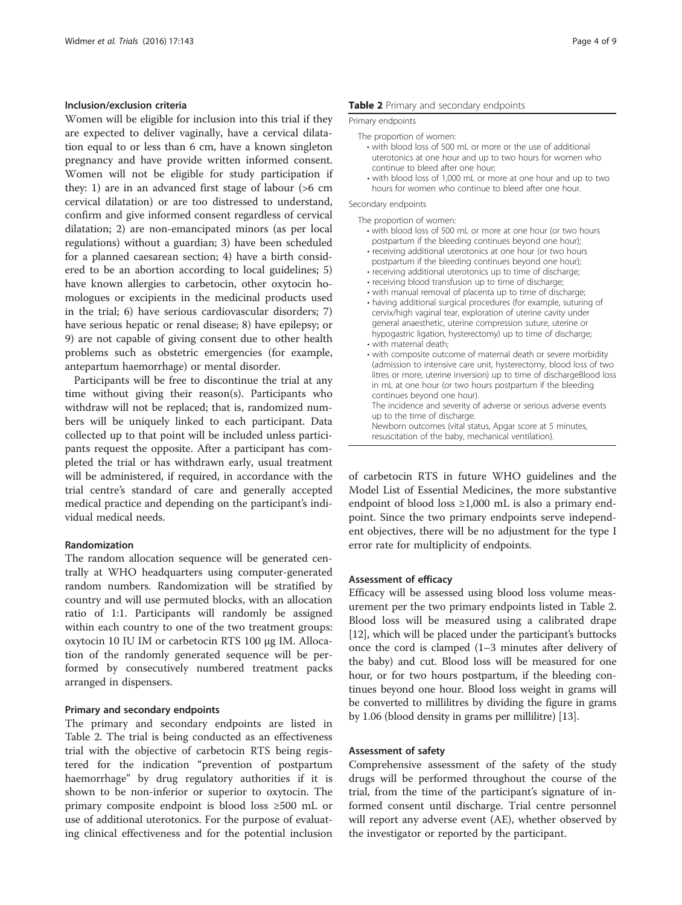### Inclusion/exclusion criteria

Women will be eligible for inclusion into this trial if they are expected to deliver vaginally, have a cervical dilatation equal to or less than 6 cm, have a known singleton pregnancy and have provide written informed consent. Women will not be eligible for study participation if they: 1) are in an advanced first stage of labour (>6 cm cervical dilatation) or are too distressed to understand, confirm and give informed consent regardless of cervical dilatation; 2) are non-emancipated minors (as per local regulations) without a guardian; 3) have been scheduled for a planned caesarean section; 4) have a birth considered to be an abortion according to local guidelines; 5) have known allergies to carbetocin, other oxytocin homologues or excipients in the medicinal products used in the trial; 6) have serious cardiovascular disorders; 7) have serious hepatic or renal disease; 8) have epilepsy; or 9) are not capable of giving consent due to other health problems such as obstetric emergencies (for example, antepartum haemorrhage) or mental disorder.

Participants will be free to discontinue the trial at any time without giving their reason(s). Participants who withdraw will not be replaced; that is, randomized numbers will be uniquely linked to each participant. Data collected up to that point will be included unless participants request the opposite. After a participant has completed the trial or has withdrawn early, usual treatment will be administered, if required, in accordance with the trial centre's standard of care and generally accepted medical practice and depending on the participant's individual medical needs.

### Randomization

The random allocation sequence will be generated centrally at WHO headquarters using computer-generated random numbers. Randomization will be stratified by country and will use permuted blocks, with an allocation ratio of 1:1. Participants will randomly be assigned within each country to one of the two treatment groups: oxytocin 10 IU IM or carbetocin RTS 100 μg IM. Allocation of the randomly generated sequence will be performed by consecutively numbered treatment packs arranged in dispensers.

### Primary and secondary endpoints

The primary and secondary endpoints are listed in Table 2. The trial is being conducted as an effectiveness trial with the objective of carbetocin RTS being registered for the indication "prevention of postpartum haemorrhage" by drug regulatory authorities if it is shown to be non-inferior or superior to oxytocin. The primary composite endpoint is blood loss ≥500 mL or use of additional uterotonics. For the purpose of evaluating clinical effectiveness and for the potential inclusion of carbetocin RTS in future WHO guidelines and the Model List of Essential Medicines, the more substantive endpoint of blood loss ≥1,000 mL is also a primary endpoint. Since the two primary endpoints serve independent objectives, there will be no adjustment for the type I error rate for multiplicity of endpoints.

**Table 2** Primary and secondary endpoints

Primary endpoints

The proportion of women:

- with blood loss of 500 mL or more or the use of additional uterotonics at one hour and up to two hours for women who continue to bleed after one hour;
- with blood loss of 1,000 mL or more at one hour and up to two hours for women who continue to bleed after one hour.

Secondary endpoints

The proportion of women:

- with blood loss of 500 mL or more at one hour (or two hours postpartum if the bleeding continues beyond one hour);
- receiving additional uterotonics at one hour (or two hours postpartum if the bleeding continues beyond one hour);
- receiving additional uterotonics up to time of discharge;
- receiving blood transfusion up to time of discharge;
- with manual removal of placenta up to time of discharge;
- having additional surgical procedures (for example, suturing of cervix/high vaginal tear, exploration of uterine cavity under general anaesthetic, uterine compression suture, uterine or hypogastric ligation, hysterectomy) up to time of discharge;
- with maternal death;
- with composite outcome of maternal death or severe morbidity (admission to intensive care unit, hysterectomy, blood loss of two litres or more, uterine inversion) up to time of dischargeBlood loss in mL at one hour (or two hours postpartum if the bleeding continues beyond one hour).

The incidence and severity of adverse or serious adverse events up to the time of discharge.

Newborn outcomes (vital status, Apgar score at 5 minutes, resuscitation of the baby, mechanical ventilation).

### Assessment of efficacy

Efficacy will be assessed using blood loss volume measurement per the two primary endpoints listed in Table 2. Blood loss will be measured using a calibrated drape [12], which will be placed under the participant's buttocks once the cord is clamped (1–3 minutes after delivery of the baby) and cut. Blood loss will be measured for one hour, or for two hours postpartum, if the bleeding continues beyond one hour. Blood loss weight in grams will be converted to millilitres by dividing the figure in grams by 1.06 (blood density in grams per millilitre) [13].

### Assessment of safety

Comprehensive assessment of the safety of the study drugs will be performed throughout the course of the trial, from the time of the participant's signature of informed consent until discharge. Trial centre personnel will report any adverse event (AE), whether observed by the investigator or reported by the participant.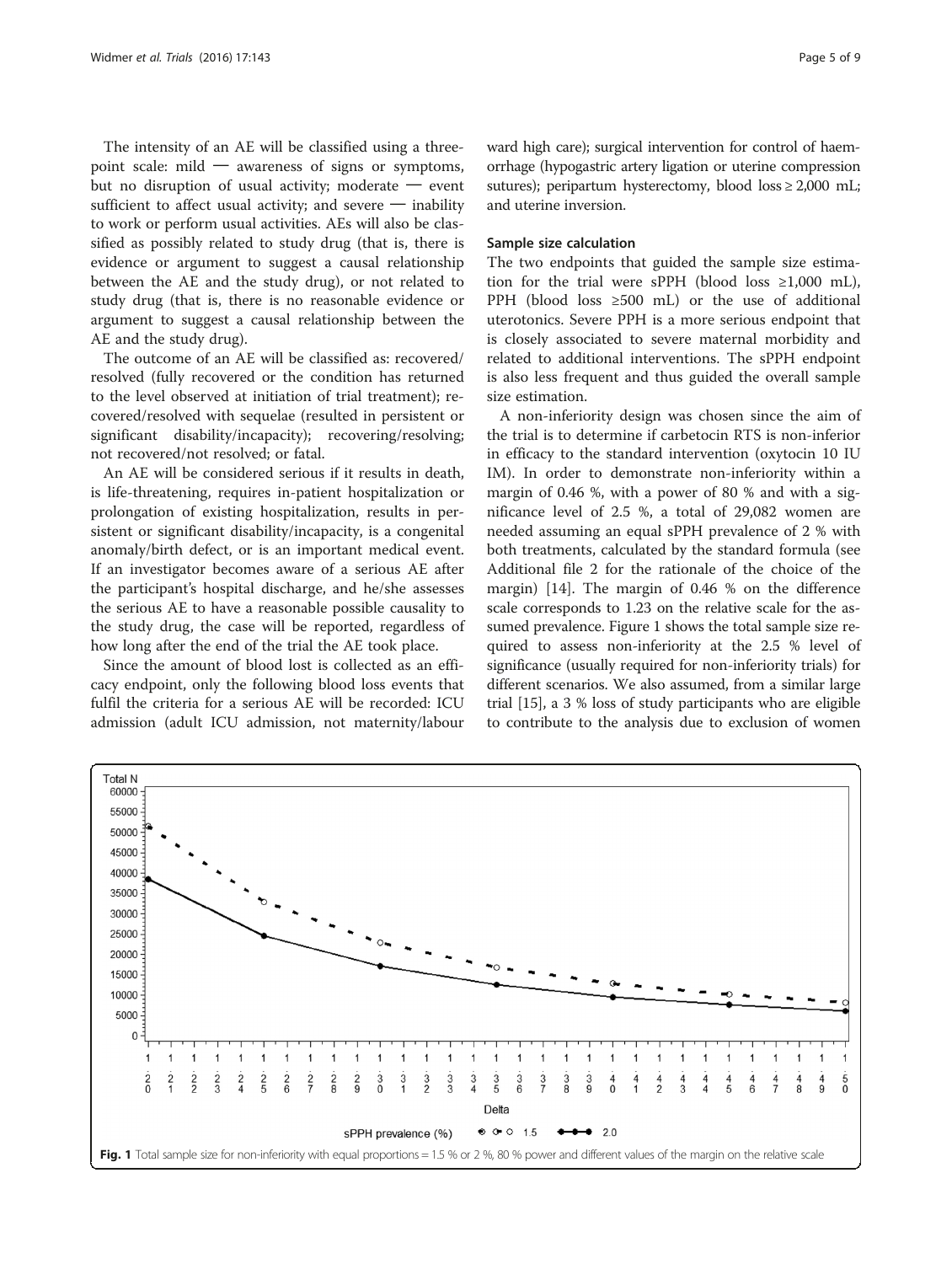The intensity of an AE will be classified using a three-point scale: mild — awareness of signs or symptoms, but no disruption of usual activity; moderate — event sufficient to affect usual activity; and severe — inability to work or perform usual activities. AEs will also be classified as possibly related to study drug (that is, there is evidence or argument to suggest a causal relationship between the AE and the study drug), or not related to study drug (that is, there is no reasonable evidence or argument to suggest a causal relationship between the AE and the study drug).

The outcome of an AE will be classified as: recovered/resolved (fully recovered or the condition has returned to the level observed at initiation of trial treatment); recovered/resolved with sequelae (resulted in persistent or significant disability/incapacity); recovering/resolving; not recovered/not resolved; or fatal.

An AE will be considered serious if it results in death, is life-threatening, requires in-patient hospitalization or prolongation of existing hospitalization, results in persistent or significant disability/incapacity, is a congenital anomaly/birth defect, or is an important medical event. If an investigator becomes aware of a serious AE after the participant's hospital discharge, and he/she assesses the serious AE to have a reasonable possible causality to the study drug, the case will be reported, regardless of how long after the end of the trial the AE took place.

Since the amount of blood lost is collected as an efficacy endpoint, only the following blood loss events that fulfil the criteria for a serious AE will be recorded: ICU admission (adult ICU admission, not maternity/labour ward high care); surgical intervention for control of haemorrhage (hypogastric artery ligation or uterine compression sutures); peripartum hysterectomy, blood loss ≥ 2,000 mL; and uterine inversion.

### Sample size calculation

The two endpoints that guided the sample size estimation for the trial were sPPH (blood loss ≥1,000 mL), PPH (blood loss ≥500 mL) or the use of additional uterotonics. Severe PPH is a more serious endpoint that is closely associated to severe maternal morbidity and related to additional interventions. The sPPH endpoint is also less frequent and thus guided the overall sample size estimation.

A non-inferiority design was chosen since the aim of the trial is to determine if carbetocin RTS is non-inferior in efficacy to the standard intervention (oxytocin 10 IU IM). In order to demonstrate non-inferiority within a margin of 0.46 %, with a power of 80 % and with a significance level of 2.5 %, a total of 29,082 women are needed assuming an equal sPPH prevalence of 2 % with both treatments, calculated by the standard formula (see Additional file 2 for the rationale of the choice of the margin) [14]. The margin of 0.46 % on the difference scale corresponds to 1.23 on the relative scale for the assumed prevalence. Figure 1 shows the total sample size required to assess non-inferiority at the 2.5 % level of significance (usually required for non-inferiority trials) for different scenarios. We also assumed, from a similar large trial [15], a 3 % loss of study participants who are eligible to contribute to the analysis due to exclusion of women

Total N
60000
55000
50000
45000
40000
35000
30000
25000
20000
15000
10000
5000
0

1.20 1.21 1.22 1.23 1.24 1.25 1.26 1.27 1.28 1.29 1.30 1.31 1.32 1.33 1.34 1.35 1.36 1.37 1.38 1.39 1.40 1.41 1.42 1.43 1.44 1.45 1.46 1.47 1.48 1.49 1.50

Delta

sPPH prevalence (%) 1.5 2.0

**Fig. 1** Total sample size for non-inferiority with equal proportions = 1.5 % or 2 %, 80 % power and different values of the margin on the relative scale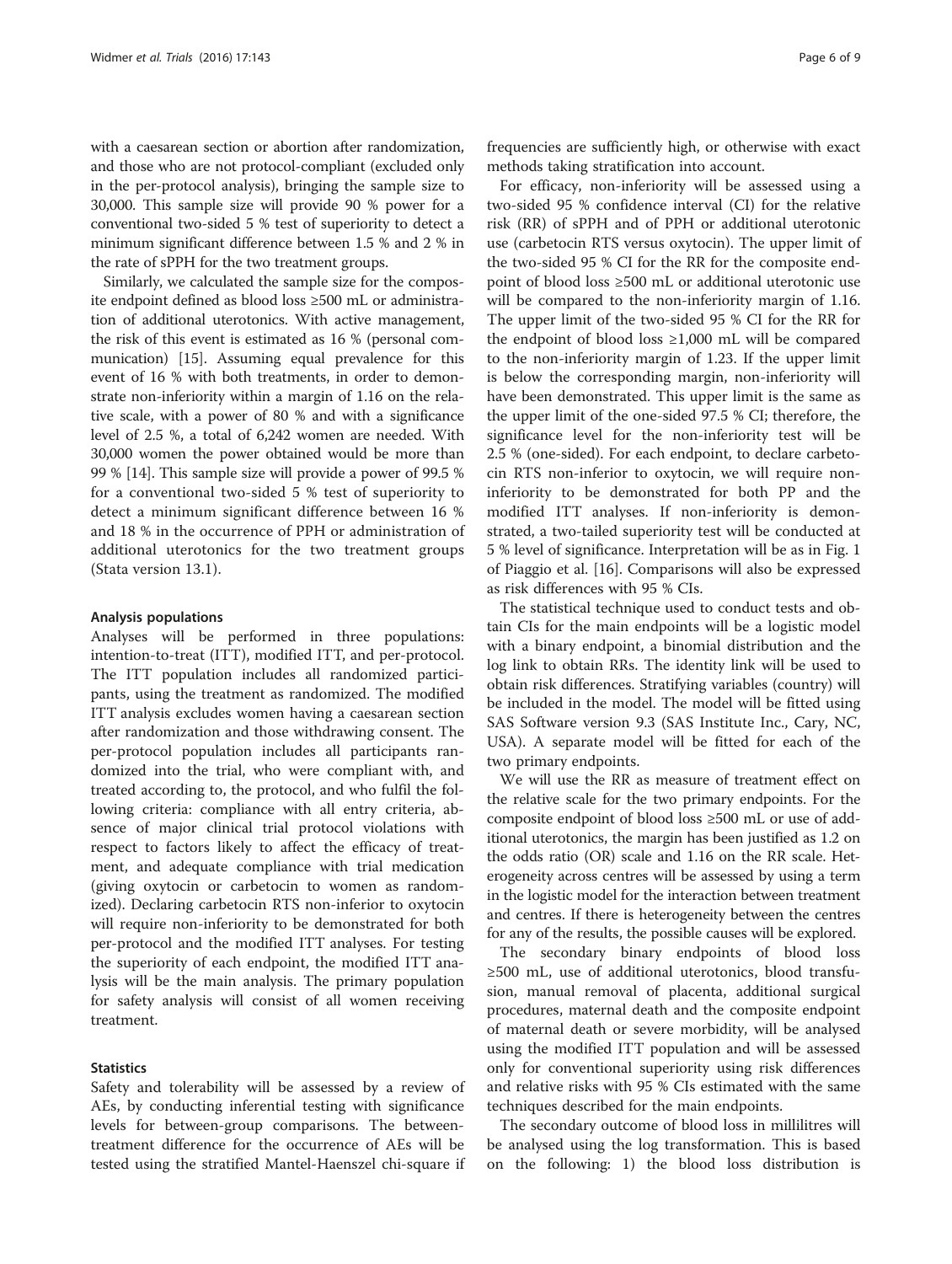with a caesarean section or abortion after randomization, and those who are not protocol-compliant (excluded only in the per-protocol analysis), bringing the sample size to 30,000. This sample size will provide 90 % power for a conventional two-sided 5 % test of superiority to detect a minimum significant difference between 1.5 % and 2 % in the rate of sPPH for the two treatment groups.

Similarly, we calculated the sample size for the composite endpoint defined as blood loss ≥500 mL or administration of additional uterotonics. With active management, the risk of this event is estimated as 16 % (personal communication) [15]. Assuming equal prevalence for this event of 16 % with both treatments, in order to demonstrate non-inferiority within a margin of 1.16 on the relative scale, with a power of 80 % and with a significance level of 2.5 %, a total of 6,242 women are needed. With 30,000 women the power obtained would be more than 99 % [14]. This sample size will provide a power of 99.5 % for a conventional two-sided 5 % test of superiority to detect a minimum significant difference between 16 % and 18 % in the occurrence of PPH or administration of additional uterotonics for the two treatment groups (Stata version 13.1).

#### Analysis populations

Analyses will be performed in three populations: intention-to-treat (ITT), modified ITT, and per-protocol. The ITT population includes all randomized participants, using the treatment as randomized. The modified ITT analysis excludes women having a caesarean section after randomization and those withdrawing consent. The per-protocol population includes all participants randomized into the trial, who were compliant with, and treated according to, the protocol, and who fulfil the following criteria: compliance with all entry criteria, absence of major clinical trial protocol violations with respect to factors likely to affect the efficacy of treatment, and adequate compliance with trial medication (giving oxytocin or carbetocin to women as randomized). Declaring carbetocin RTS non-inferior to oxytocin will require non-inferiority to be demonstrated for both per-protocol and the modified ITT analyses. For testing the superiority of each endpoint, the modified ITT analysis will be the main analysis. The primary population for safety analysis will consist of all women receiving treatment.

#### Statistics

Safety and tolerability will be assessed by a review of AEs, by conducting inferential testing with significance levels for between-group comparisons. The between-treatment difference for the occurrence of AEs will be tested using the stratified Mantel-Haenszel chi-square if frequencies are sufficiently high, or otherwise with exact methods taking stratification into account.

For efficacy, non-inferiority will be assessed using a two-sided 95 % confidence interval (CI) for the relative risk (RR) of sPPH and of PPH or additional uterotonic use (carbetocin RTS versus oxytocin). The upper limit of the two-sided 95 % CI for the RR for the composite endpoint of blood loss ≥500 mL or additional uterotonic use will be compared to the non-inferiority margin of 1.16. The upper limit of the two-sided 95 % CI for the RR for the endpoint of blood loss ≥1,000 mL will be compared to the non-inferiority margin of 1.23. If the upper limit is below the corresponding margin, non-inferiority will have been demonstrated. This upper limit is the same as the upper limit of the one-sided 97.5 % CI; therefore, the significance level for the non-inferiority test will be 2.5 % (one-sided). For each endpoint, to declare carbetocin RTS non-inferior to oxytocin, we will require non-inferiority to be demonstrated for both PP and the modified ITT analyses. If non-inferiority is demonstrated, a two-tailed superiority test will be conducted at 5 % level of significance. Interpretation will be as in Fig. 1 of Piaggio et al. [16]. Comparisons will also be expressed as risk differences with 95 % CIs.

The statistical technique used to conduct tests and obtain CIs for the main endpoints will be a logistic model with a binary endpoint, a binomial distribution and the log link to obtain RRs. The identity link will be used to obtain risk differences. Stratifying variables (country) will be included in the model. The model will be fitted using SAS Software version 9.3 (SAS Institute Inc., Cary, NC, USA). A separate model will be fitted for each of the two primary endpoints.

We will use the RR as measure of treatment effect on the relative scale for the two primary endpoints. For the composite endpoint of blood loss ≥500 mL or use of additional uterotonics, the margin has been justified as 1.2 on the odds ratio (OR) scale and 1.16 on the RR scale. Heterogeneity across centres will be assessed by using a term in the logistic model for the interaction between treatment and centres. If there is heterogeneity between the centres for any of the results, the possible causes will be explored.

The secondary binary endpoints of blood loss ≥500 mL, use of additional uterotonics, blood transfusion, manual removal of placenta, additional surgical procedures, maternal death and the composite endpoint of maternal death or severe morbidity, will be analysed using the modified ITT population and will be assessed only for conventional superiority using risk differences and relative risks with 95 % CIs estimated with the same techniques described for the main endpoints.

The secondary outcome of blood loss in millilitres will be analysed using the log transformation. This is based on the following: 1) the blood loss distribution is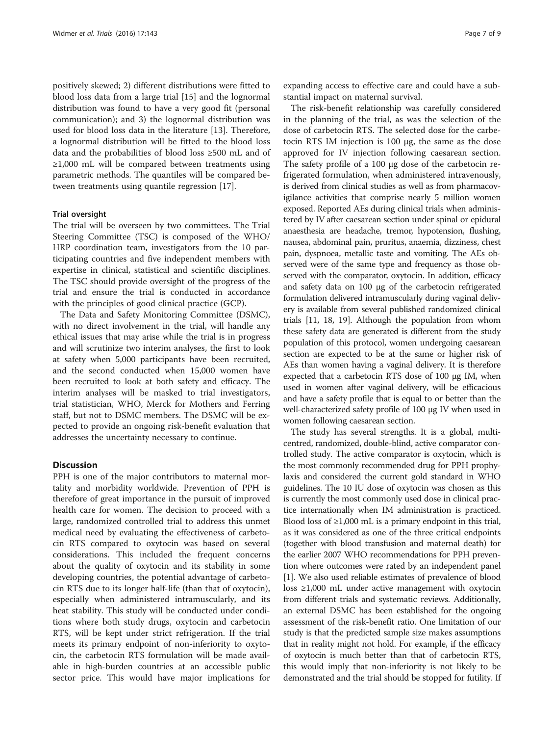positively skewed; 2) different distributions were fitted to blood loss data from a large trial [15] and the lognormal distribution was found to have a very good fit (personal communication); and 3) the lognormal distribution was used for blood loss data in the literature [13]. Therefore, a lognormal distribution will be fitted to the blood loss data and the probabilities of blood loss ≥500 mL and of ≥1,000 mL will be compared between treatments using parametric methods. The quantiles will be compared between treatments using quantile regression [17].

### Trial oversight

The trial will be overseen by two committees. The Trial Steering Committee (TSC) is composed of the WHO/HRP coordination team, investigators from the 10 participating countries and five independent members with expertise in clinical, statistical and scientific disciplines. The TSC should provide oversight of the progress of the trial and ensure the trial is conducted in accordance with the principles of good clinical practice (GCP).

The Data and Safety Monitoring Committee (DSMC), with no direct involvement in the trial, will handle any ethical issues that may arise while the trial is in progress and will scrutinize two interim analyses, the first to look at safety when 5,000 participants have been recruited, and the second conducted when 15,000 women have been recruited to look at both safety and efficacy. The interim analyses will be masked to trial investigators, trial statistician, WHO, Merck for Mothers and Ferring staff, but not to DSMC members. The DSMC will be expected to provide an ongoing risk-benefit evaluation that addresses the uncertainty necessary to continue.

## Discussion

PPH is one of the major contributors to maternal mortality and morbidity worldwide. Prevention of PPH is therefore of great importance in the pursuit of improved health care for women. The decision to proceed with a large, randomized controlled trial to address this unmet medical need by evaluating the effectiveness of carbetocin RTS compared to oxytocin was based on several considerations. This included the frequent concerns about the quality of oxytocin and its stability in some developing countries, the potential advantage of carbetocin RTS due to its longer half-life (than that of oxytocin), especially when administered intramuscularly, and its heat stability. This study will be conducted under conditions where both study drugs, oxytocin and carbetocin RTS, will be kept under strict refrigeration. If the trial meets its primary endpoint of non-inferiority to oxytocin, the carbetocin RTS formulation will be made available in high-burden countries at an accessible public sector price. This would have major implications for expanding access to effective care and could have a substantial impact on maternal survival.

The risk-benefit relationship was carefully considered in the planning of the trial, as was the selection of the dose of carbetocin RTS. The selected dose for the carbetocin RTS IM injection is 100 μg, the same as the dose approved for IV injection following caesarean section. The safety profile of a 100 μg dose of the carbetocin refrigerated formulation, when administered intravenously, is derived from clinical studies as well as from pharmacovigilance activities that comprise nearly 5 million women exposed. Reported AEs during clinical trials when administered by IV after caesarean section under spinal or epidural anaesthesia are headache, tremor, hypotension, flushing, nausea, abdominal pain, pruritus, anaemia, dizziness, chest pain, dyspnoea, metallic taste and vomiting. The AEs observed were of the same type and frequency as those observed with the comparator, oxytocin. In addition, efficacy and safety data on 100 μg of the carbetocin refrigerated formulation delivered intramuscularly during vaginal delivery is available from several published randomized clinical trials [11, 18, 19]. Although the population from whom these safety data are generated is different from the study population of this protocol, women undergoing caesarean section are expected to be at the same or higher risk of AEs than women having a vaginal delivery. It is therefore expected that a carbetocin RTS dose of 100 μg IM, when used in women after vaginal delivery, will be efficacious and have a safety profile that is equal to or better than the well-characterized safety profile of 100 μg IV when used in women following caesarean section.

The study has several strengths. It is a global, multicentred, randomized, double-blind, active comparator controlled study. The active comparator is oxytocin, which is the most commonly recommended drug for PPH prophylaxis and considered the current gold standard in WHO guidelines. The 10 IU dose of oxytocin was chosen as this is currently the most commonly used dose in clinical practice internationally when IM administration is practiced. Blood loss of ≥1,000 mL is a primary endpoint in this trial, as it was considered as one of the three critical endpoints (together with blood transfusion and maternal death) for the earlier 2007 WHO recommendations for PPH prevention where outcomes were rated by an independent panel [1]. We also used reliable estimates of prevalence of blood loss ≥1,000 mL under active management with oxytocin from different trials and systematic reviews. Additionally, an external DSMC has been established for the ongoing assessment of the risk-benefit ratio. One limitation of our study is that the predicted sample size makes assumptions that in reality might not hold. For example, if the efficacy of oxytocin is much better than that of carbetocin RTS, this would imply that non-inferiority is not likely to be demonstrated and the trial should be stopped for futility. If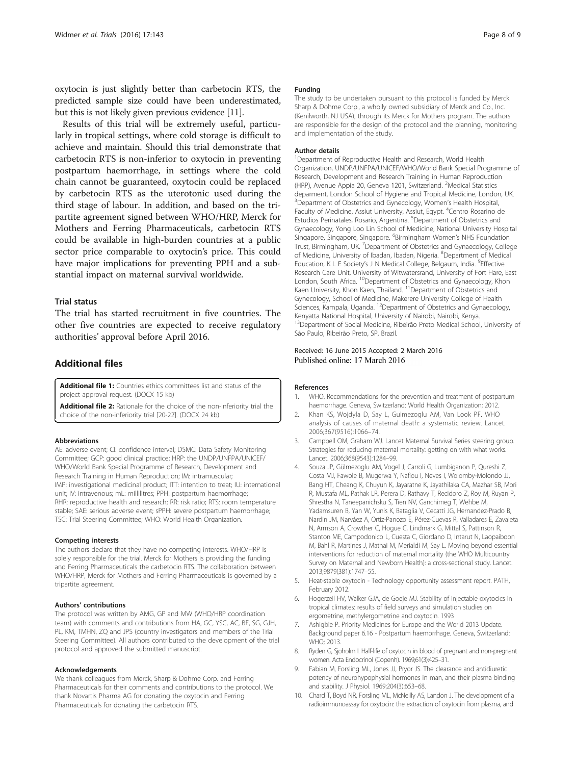oxytocin is just slightly better than carbetocin RTS, the predicted sample size could have been underestimated, but this is not likely given previous evidence [11].

Results of this trial will be extremely useful, particularly in tropical settings, where cold storage is difficult to achieve and maintain. Should this trial demonstrate that carbetocin RTS is non-inferior to oxytocin in preventing postpartum haemorrhage, in settings where the cold chain cannot be guaranteed, oxytocin could be replaced by carbetocin RTS as the uterotonic used during the third stage of labour. In addition, and based on the tripartite agreement signed between WHO/HRP, Merck for Mothers and Ferring Pharmaceuticals, carbetocin RTS could be available in high-burden countries at a public sector price comparable to oxytocin's price. This could have major implications for preventing PPH and a substantial impact on maternal survival worldwide.

## Trial status

The trial has started recruitment in five countries. The other five countries are expected to receive regulatory authorities' approval before April 2016.

## Additional files

**Additional file 1:** Countries ethics committees list and status of the project approval request. (DOCX 15 kb)

**Additional file 2:** Rationale for the choice of the non-inferiority trial the choice of the non-inferiority trial [20-22]. (DOCX 24 kb)

#### Abbreviations

AE: adverse event; CI: confidence interval; DSMC: Data Safety Monitoring Committee; GCP: good clinical practice; HRP: the UNDP/UNFPA/UNICEF/WHO/World Bank Special Programme of Research, Development and Research Training in Human Reproduction; IM: intramuscular; IMP: investigational medicinal product; ITT: intention to treat; IU: international unit; IV: intravenous; mL: millilitres; PPH: postpartum haemorrhage; RHR: reproductive health and research; RR: risk ratio; RTS: room temperature stable; SAE: serious adverse event; sPPH: severe postpartum haemorrhage; TSC: Trial Steering Committee; WHO: World Health Organization.

#### Competing interests

The authors declare that they have no competing interests. WHO/HRP is solely responsible for the trial. Merck for Mothers is providing the funding and Ferring Pharmaceuticals the carbetocin RTS. The collaboration between WHO/HRP, Merck for Mothers and Ferring Pharmaceuticals is governed by a tripartite agreement.

#### Authors' contributions

The protocol was written by AMG, GP and MW (WHO/HRP coordination team) with comments and contributions from HA, GC, YSC, AC, BF, SG, GJH, PL, KM, TMHN, ZQ and JPS (country investigators and members of the Trial Steering Committee). All authors contributed to the development of the trial protocol and approved the submitted manuscript.

#### Acknowledgements

We thank colleagues from Merck, Sharp & Dohme Corp. and Ferring Pharmaceuticals for their comments and contributions to the protocol. We thank Novartis Pharma AG for donating the oxytocin and Ferring Pharmaceuticals for donating the carbetocin RTS.

#### Funding

The study to be undertaken pursuant to this protocol is funded by Merck Sharp & Dohme Corp., a wholly owned subsidiary of Merck and Co., Inc. (Kenilworth, NJ USA), through its Merck for Mothers program. The authors are responsible for the design of the protocol and the planning, monitoring and implementation of the study.

#### Author details

[1]Department of Reproductive Health and Research, World Health Organization, UNDP/UNFPA/UNICEF/WHO/World Bank Special Programme of Research, Development and Research Training in Human Reproduction (HRP), Avenue Appia 20, Geneva 1201, Switzerland. [2]Medical Statistics deparment, London School of Hygiene and Tropical Medicine, London, UK. [3]Department of Obstetrics and Gynecology, Women's Health Hospital, Faculty of Medicine, Assiut University, Assiut, Egypt. [4]Centro Rosarino de Estudios Perinatales, Rosario, Argentina. [5]Department of Obstetrics and Gynaecology, Yong Loo Lin School of Medicine, National University Hospital Singapore, Singapore, Singapore. [6]Birmingham Women's NHS Foundation Trust, Birmingham, UK. [7]Department of Obstetrics and Gynaecology, College of Medicine, University of Ibadan, Ibadan, Nigeria. [8]Department of Medical Education, K L E Society's J N Medical College, Belgaum, India. [9]Effective Research Care Unit, University of Witwatersrand, University of Fort Hare, East London, South Africa. [10]Department of Obstetrics and Gynaecology, Khon Kaen University, Khon Kaen, Thailand. [11]Department of Obstetrics and Gynecology, School of Medicine, Makerere University College of Health Sciences, Kampala, Uganda. [12]Department of Obstetrics and Gynaecology, Kenyatta National Hospital, University of Nairobi, Nairobi, Kenya. [13]Department of Social Medicine, Ribeirão Preto Medical School, University of São Paulo, Ribeirão Preto, SP, Brazil.

Received: 16 June 2015 Accepted: 2 March 2016
Published online: 17 March 2016

#### References

1. WHO. Recommendations for the prevention and treatment of postpartum haemorrhage. Geneva, Switzerland: World Health Organization; 2012.
2. Khan KS, Wojdyla D, Say L, Gulmezoglu AM, Van Look PF. WHO analysis of causes of maternal death: a systematic review. Lancet. 2006;367(9516):1066–74.
3. Campbell OM, Graham WJ. Lancet Maternal Survival Series steering group. Strategies for reducing maternal mortality: getting on with what works. Lancet. 2006;368(9543):1284–99.
4. Souza JP, Gülmezoglu AM, Vogel J, Carroli G, Lumbiganon P, Qureshi Z, Costa MJ, Fawole B, Mugerwa Y, Nafiou I, Neves I, Wolomby-Molondo JJ, Bang HT, Cheang K, Chuyun K, Jayaratne K, Jayathilaka CA, Mazhar SB, Mori R, Mustafa ML, Pathak LR, Perera D, Rathavy T, Recidoro Z, Roy M, Ruyan P, Shrestha N, Taneepanichsku S, Tien NV, Ganchimeg T, Wehbe M, Yadamsuren B, Yan W, Yunis K, Bataglia V, Cecatti JG, Hernandez-Prado B, Nardin JM, Narváez A, Ortiz-Panozo E, Pérez-Cuevas R, Valladares E, Zavaleta N, Armson A, Crowther C, Hogue C, Lindmark G, Mittal S, Pattinson R, Stanton ME, Campodonico L, Cuesta C, Giordano D, Intarut N, Laopaiboon M, Bahl R, Martines J, Mathai M, Merialdi M, Say L. Moving beyond essential interventions for reduction of maternal mortality (the WHO Multicountry Survey on Maternal and Newborn Health): a cross-sectional study. Lancet. 2013;9879(381):1747–55.
5. Heat-stable oxytocin - Technology opportunity assessment report. PATH, February 2012.
6. Hogerzeil HV, Walker GJA, de Goeje MJ. Stability of injectable oxytocics in tropical climates: results of field surveys and simulation studies on ergometrine, methylergometrine and oxytocin. 1993
7. Ashigbie P. Priority Medicines for Europe and the World 2013 Update. Background paper 6.16 - Postpartum haemorrhage. Geneva, Switzerland: WHO; 2013.
8. Ryden G, Sjoholm I. Half-life of oxytocin in blood of pregnant and non-pregnant women. Acta Endocrinol (Copenh). 1969;61(3):425–31.
9. Fabian M, Forsling ML, Jones JJ, Pryor JS. The clearance and antidiuretic potency of neurohypophysial hormones in man, and their plasma binding and stability. J Physiol. 1969;204(3):653–68.
10. Chard T, Boyd NR, Forsling ML, McNeilly AS, Landon J. The development of a radioimmunoassay for oxytocin: the extraction of oxytocin from plasma, and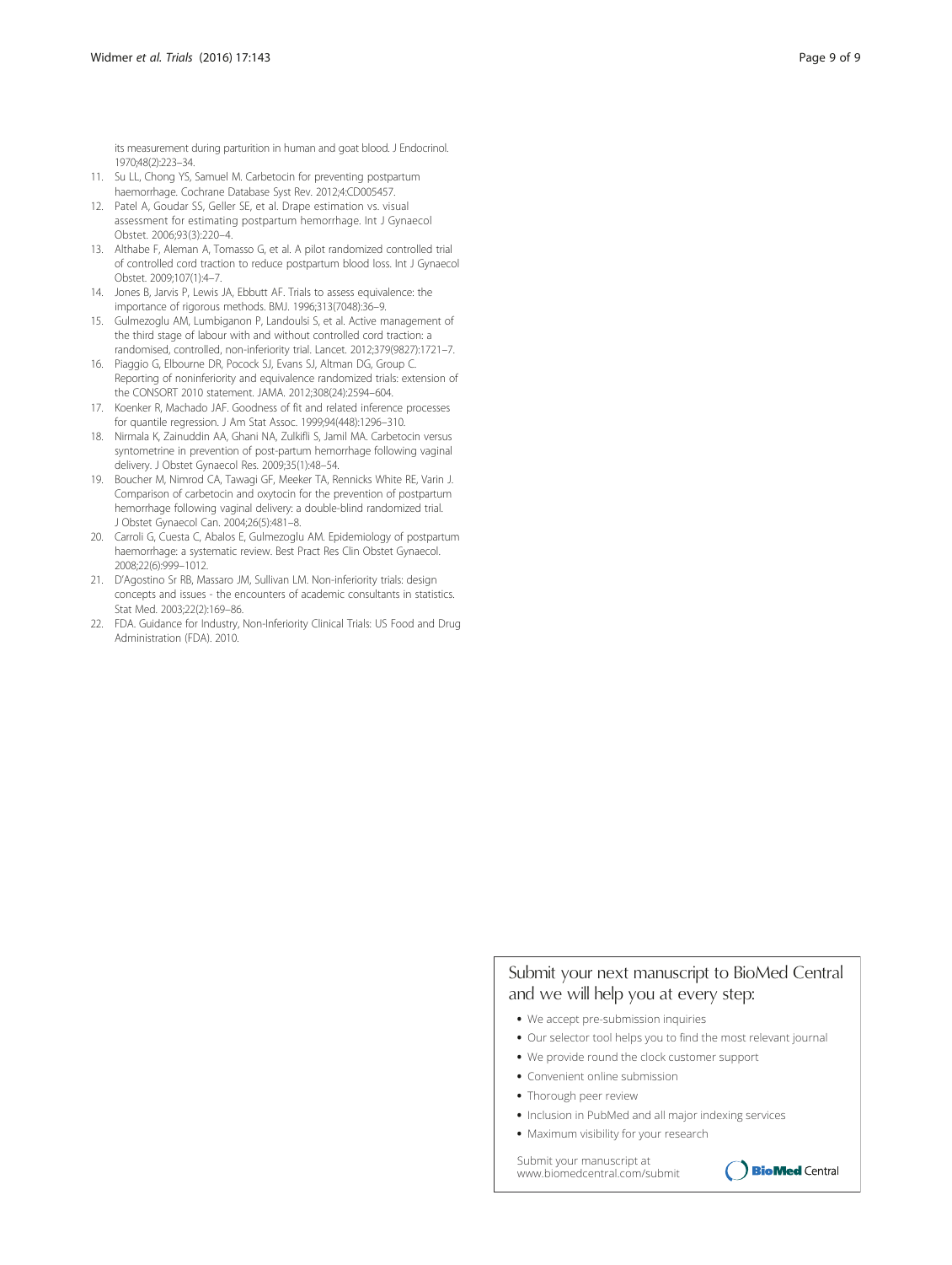its measurement during parturition in human and goat blood. J Endocrinol. 1970;48(2):223–34.

11. Su LL, Chong YS, Samuel M. Carbetocin for preventing postpartum haemorrhage. Cochrane Database Syst Rev. 2012;4:CD005457.
12. Patel A, Goudar SS, Geller SE, et al. Drape estimation vs. visual assessment for estimating postpartum hemorrhage. Int J Gynaecol Obstet. 2006;93(3):220–4.
13. Althabe F, Aleman A, Tomasso G, et al. A pilot randomized controlled trial of controlled cord traction to reduce postpartum blood loss. Int J Gynaecol Obstet. 2009;107(1):4–7.
14. Jones B, Jarvis P, Lewis JA, Ebbutt AF. Trials to assess equivalence: the importance of rigorous methods. BMJ. 1996;313(7048):36–9.
15. Gulmezoglu AM, Lumbiganon P, Landoulsi S, et al. Active management of the third stage of labour with and without controlled cord traction: a randomised, controlled, non-inferiority trial. Lancet. 2012;379(9827):1721–7.
16. Piaggio G, Elbourne DR, Pocock SJ, Evans SJ, Altman DG, Group C. Reporting of noninferiority and equivalence randomized trials: extension of the CONSORT 2010 statement. JAMA. 2012;308(24):2594–604.
17. Koenker R, Machado JAF. Goodness of fit and related inference processes for quantile regression. J Am Stat Assoc. 1999;94(448):1296–310.
18. Nirmala K, Zainuddin AA, Ghani NA, Zulkifli S, Jamil MA. Carbetocin versus syntometrine in prevention of post-partum hemorrhage following vaginal delivery. J Obstet Gynaecol Res. 2009;35(1):48–54.
19. Boucher M, Nimrod CA, Tawagi GF, Meeker TA, Rennicks White RE, Varin J. Comparison of carbetocin and oxytocin for the prevention of postpartum hemorrhage following vaginal delivery: a double-blind randomized trial. J Obstet Gynaecol Can. 2004;26(5):481–8.
20. Carroli G, Cuesta C, Abalos E, Gulmezoglu AM. Epidemiology of postpartum haemorrhage: a systematic review. Best Pract Res Clin Obstet Gynaecol. 2008;22(6):999–1012.
21. D'Agostino Sr RB, Massaro JM, Sullivan LM. Non-inferiority trials: design concepts and issues - the encounters of academic consultants in statistics. Stat Med. 2003;22(2):169–86.
22. FDA. Guidance for Industry, Non-Inferiority Clinical Trials: US Food and Drug Administration (FDA). 2010.

Submit your next manuscript to BioMed Central and we will help you at every step:

- We accept pre-submission inquiries
- Our selector tool helps you to find the most relevant journal
- We provide round the clock customer support
- Convenient online submission
- Thorough peer review
- Inclusion in PubMed and all major indexing services
- Maximum visibility for your research

Submit your manuscript at www.biomedcentral.com/submit

BioMed Central